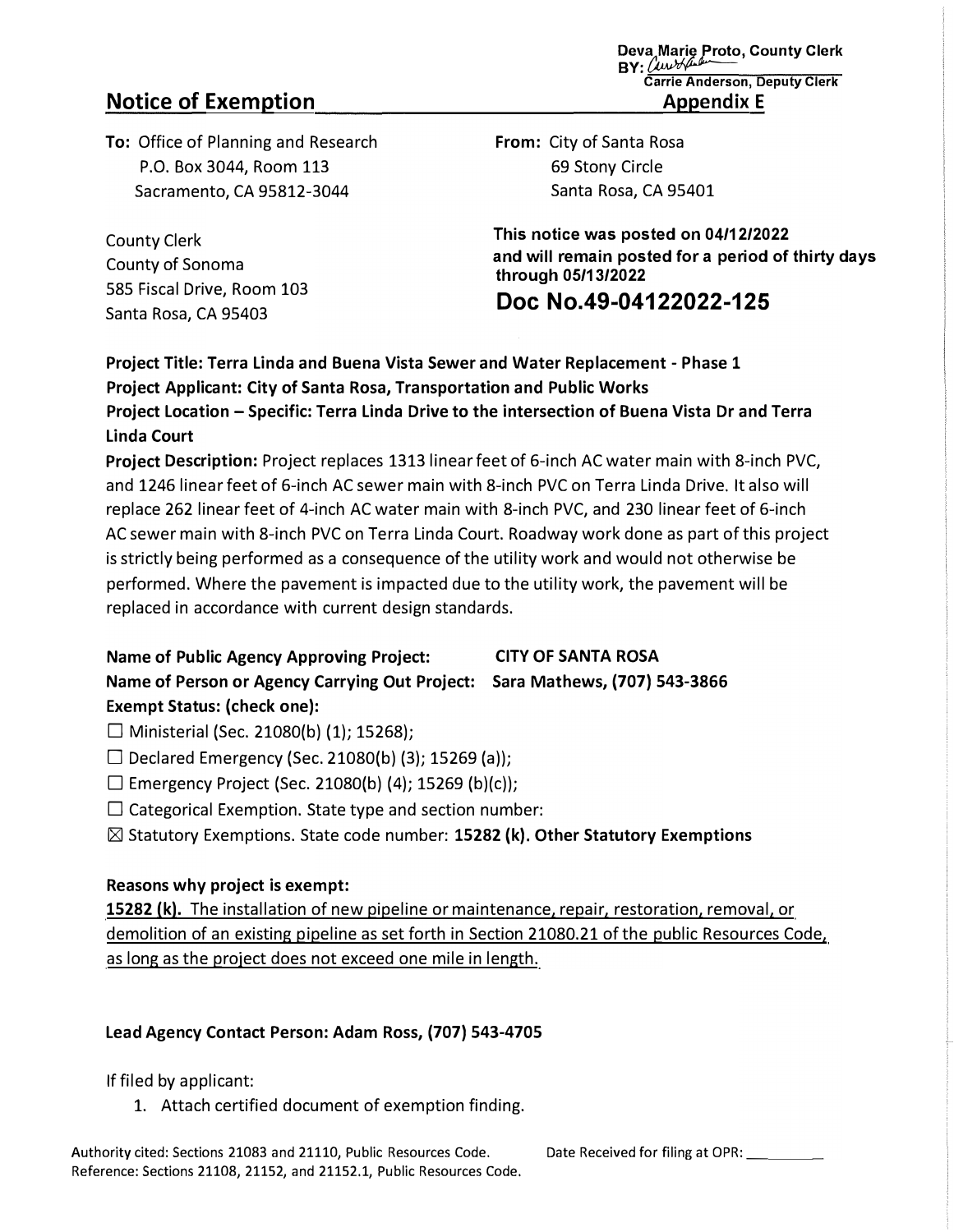Deva Marie Proto, County Clerk
BY: [signature]
Carrie Anderson, Deputy Clerk

# Notice of Exemption

**Appendix E**

**To:** Office of Planning and Research
P.O. Box 3044, Room 113
Sacramento, CA 95812-3044

County Clerk
County of Sonoma
585 Fiscal Drive, Room 103
Santa Rosa, CA 95403

**From:** City of Santa Rosa
69 Stony Circle
Santa Rosa, CA 95401

**This notice was posted on 04/12/2022 and will remain posted for a period of thirty days through 05/13/2022**

**Doc No.49-04122022-125**

**Project Title: Terra Linda and Buena Vista Sewer and Water Replacement - Phase 1**
**Project Applicant: City of Santa Rosa, Transportation and Public Works**
**Project Location – Specific: Terra Linda Drive to the intersection of Buena Vista Dr and Terra Linda Court**
**Project Description:** Project replaces 1313 linear feet of 6-inch AC water main with 8-inch PVC, and 1246 linear feet of 6-inch AC sewer main with 8-inch PVC on Terra Linda Drive. It also will replace 262 linear feet of 4-inch AC water main with 8-inch PVC, and 230 linear feet of 6-inch AC sewer main with 8-inch PVC on Terra Linda Court. Roadway work done as part of this project is strictly being performed as a consequence of the utility work and would not otherwise be performed. Where the pavement is impacted due to the utility work, the pavement will be replaced in accordance with current design standards.

**Name of Public Agency Approving Project: CITY OF SANTA ROSA**
**Name of Person or Agency Carrying Out Project: Sara Mathews, (707) 543-3866**
**Exempt Status: (check one):**

☐ Ministerial (Sec. 21080(b) (1); 15268);
☐ Declared Emergency (Sec. 21080(b) (3); 15269 (a));
☐ Emergency Project (Sec. 21080(b) (4); 15269 (b)(c));
☐ Categorical Exemption. State type and section number:
☒ Statutory Exemptions. State code number: **15282 (k). Other Statutory Exemptions**

**Reasons why project is exempt:**

**15282 (k).** The installation of new pipeline or maintenance, repair, restoration, removal, or demolition of an existing pipeline as set forth in Section 21080.21 of the public Resources Code, as long as the project does not exceed one mile in length.

**Lead Agency Contact Person: Adam Ross, (707) 543-4705**

If filed by applicant:

1. Attach certified document of exemption finding.

Authority cited: Sections 21083 and 21110, Public Resources Code.
Reference: Sections 21108, 21152, and 21152.1, Public Resources Code.

Date Received for filing at OPR: ________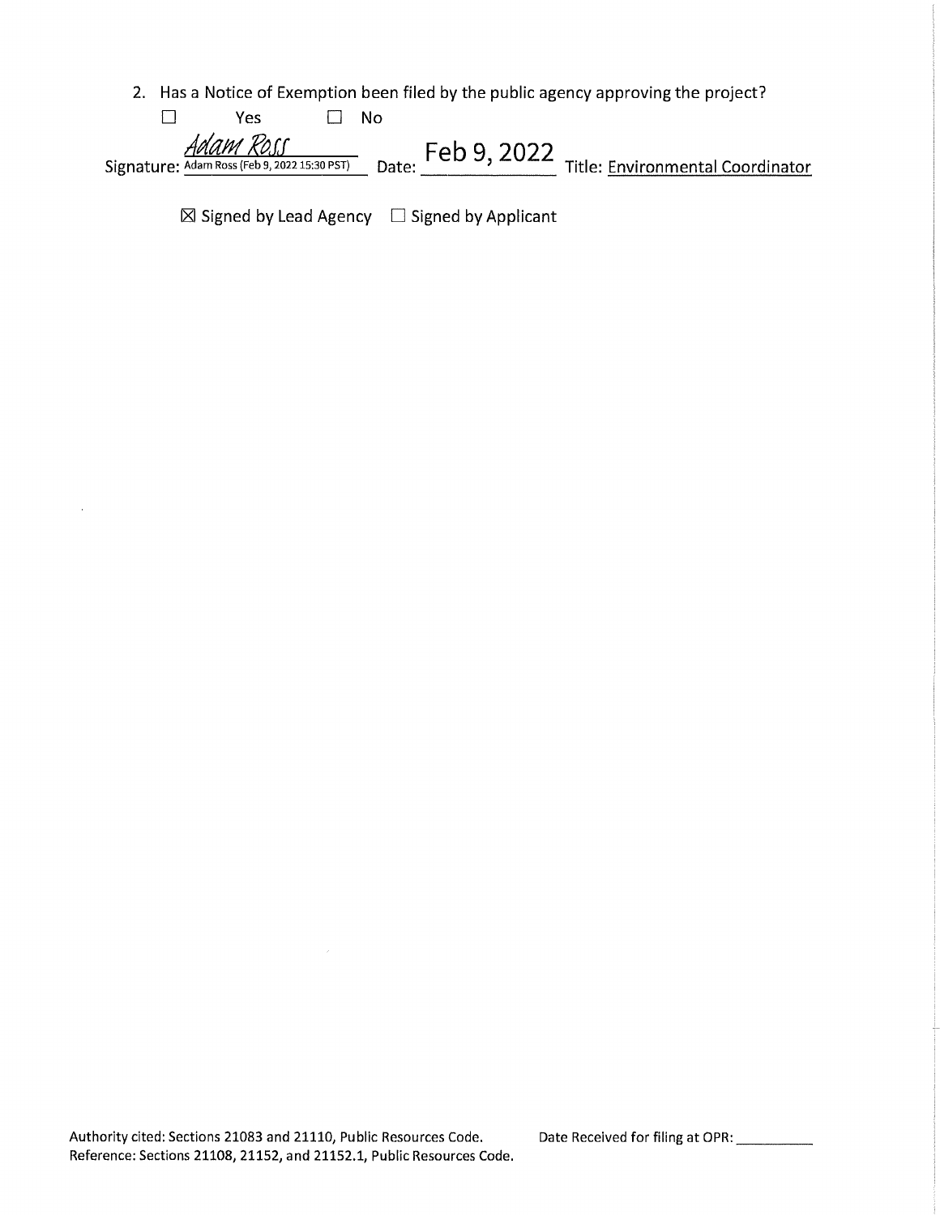2. Has a Notice of Exemption been filed by the public agency approving the project?

☐ Yes ☐ No

Signature: *Adam Ross* Adam Ross (Feb 9, 2022 15:30 PST) Date: Feb 9, 2022 Title: Environmental Coordinator

☒ Signed by Lead Agency ☐ Signed by Applicant

Authority cited: Sections 21083 and 21110, Public Resources Code.
Reference: Sections 21108, 21152, and 21152.1, Public Resources Code.

Date Received for filing at OPR: __________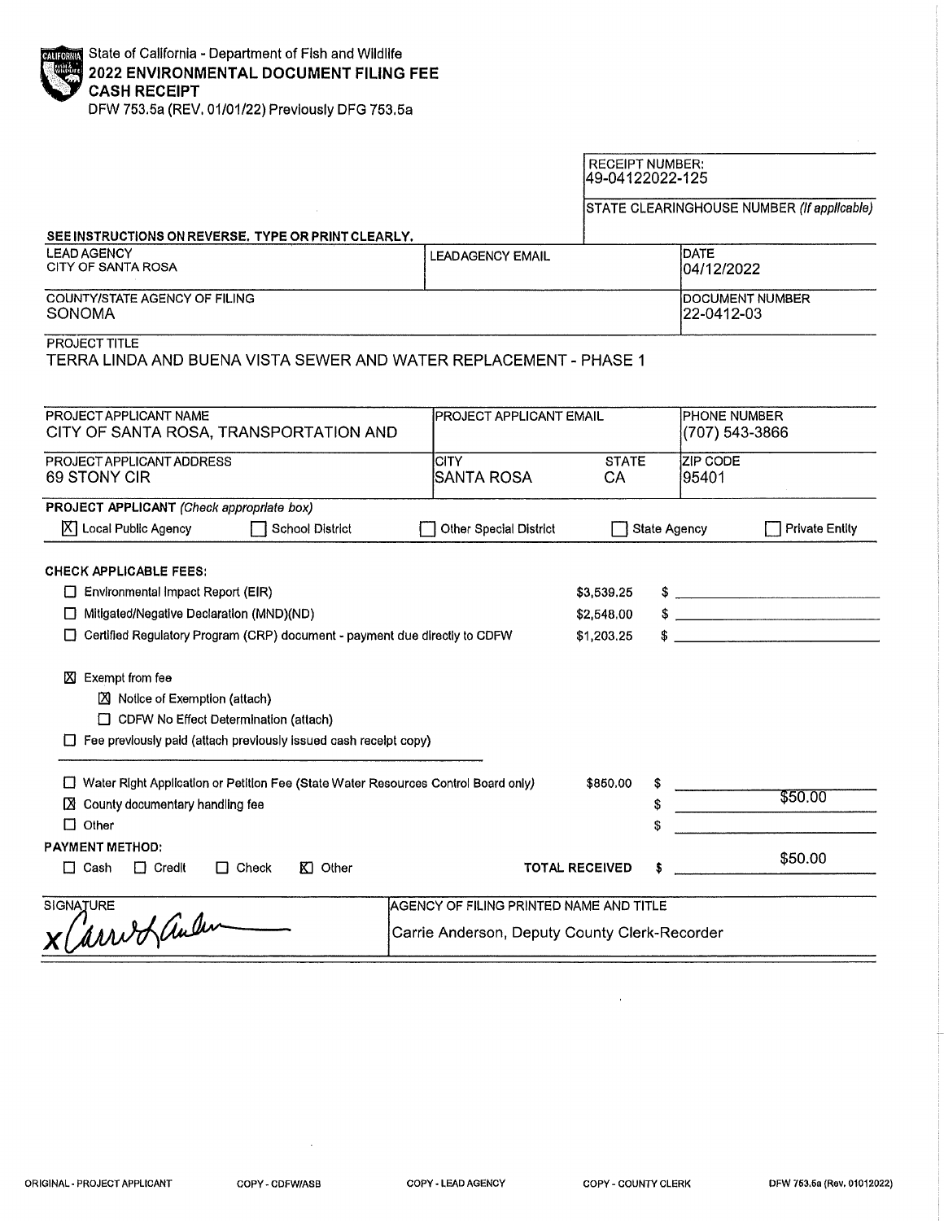State of California - Department of Fish and Wildlife
**2022 ENVIRONMENTAL DOCUMENT FILING FEE**
**CASH RECEIPT**
DFW 753.5a (REV. 01/01/22) Previously DFG 753.5a

RECEIPT NUMBER:
49-04122022-125

STATE CLEARINGHOUSE NUMBER *(If applicable)*

**SEE INSTRUCTIONS ON REVERSE. TYPE OR PRINT CLEARLY.**

| LEAD AGENCY | LEAD AGENCY EMAIL | DATE |
|---|---|---|
| CITY OF SANTA ROSA | | 04/12/2022 |

| COUNTY/STATE AGENCY OF FILING | DOCUMENT NUMBER |
|---|---|
| SONOMA | 22-0412-03 |

PROJECT TITLE
TERRA LINDA AND BUENA VISTA SEWER AND WATER REPLACEMENT - PHASE 1

| PROJECT APPLICANT NAME | PROJECT APPLICANT EMAIL | | PHONE NUMBER |
|---|---|---|---|
| CITY OF SANTA ROSA, TRANSPORTATION AND | | | (707) 543-3866 |
| **PROJECT APPLICANT ADDRESS** | **CITY** | **STATE** | **ZIP CODE** |
| 69 STONY CIR | SANTA ROSA | CA | 95401 |

**PROJECT APPLICANT** *(Check appropriate box)*
[X] Local Public Agency [ ] School District [ ] Other Special District [ ] State Agency [ ] Private Entity

**CHECK APPLICABLE FEES:**

| | | |
|---|---|---|
| [ ] Environmental Impact Report (EIR) | $3,539.25 | $ |
| [ ] Mitigated/Negative Declaration (MND)(ND) | $2,548.00 | $ |
| [ ] Certified Regulatory Program (CRP) document - payment due directly to CDFW | $1,203.25 | $ |

[X] Exempt from fee
- [X] Notice of Exemption (attach)
- [ ] CDFW No Effect Determination (attach)

[ ] Fee previously paid (attach previously issued cash receipt copy)

| | | |
|---|---|---|
| [ ] Water Right Application or Petition Fee (State Water Resources Control Board only) | $850.00 | $ |
| [X] County documentary handling fee | | $ $50.00 |
| [ ] Other | | $ |

**PAYMENT METHOD:**
[ ] Cash [ ] Credit [ ] Check [X] Other

**TOTAL RECEIVED** $ $50.00

| SIGNATURE | AGENCY OF FILING PRINTED NAME AND TITLE |
|---|---|
| x Carrie Anderson (signature) | Carrie Anderson, Deputy County Clerk-Recorder |

ORIGINAL - PROJECT APPLICANT COPY - CDFW/ASB COPY - LEAD AGENCY COPY - COUNTY CLERK DFW 753.5a (Rev. 01012022)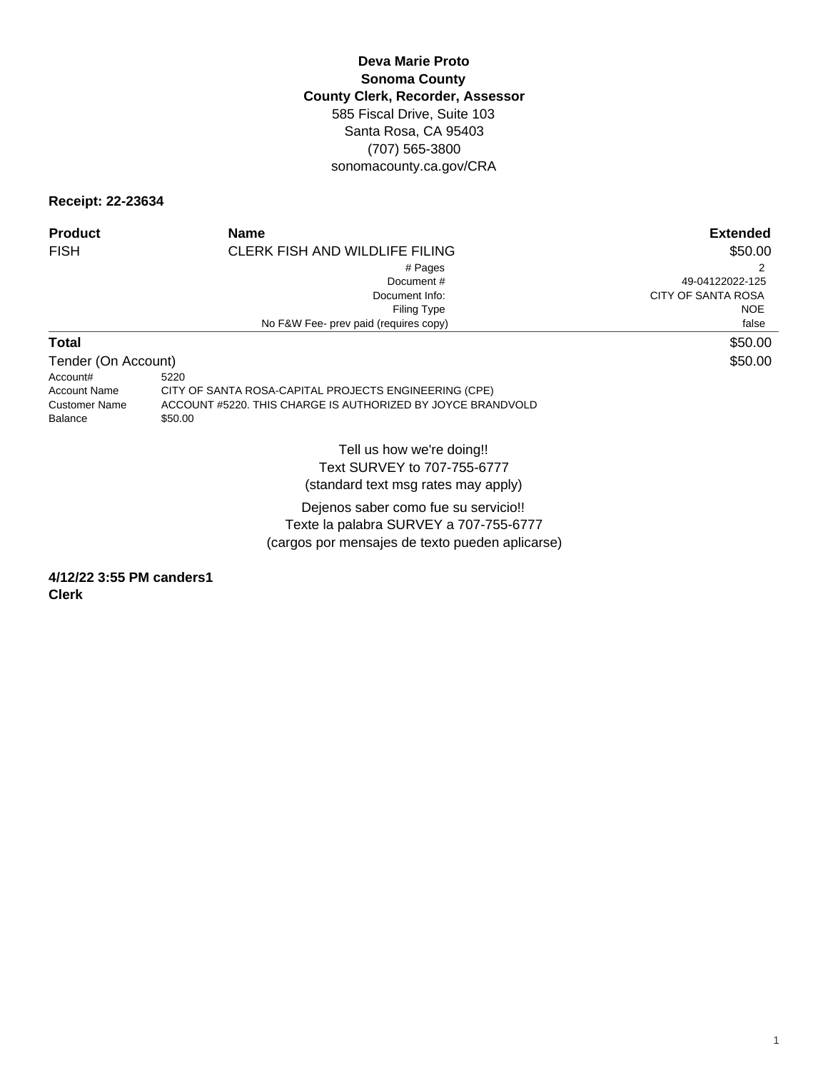**Deva Marie Proto**
**Sonoma County**
**County Clerk, Recorder, Assessor**
585 Fiscal Drive, Suite 103
Santa Rosa, CA 95403
(707) 565-3800
sonomacounty.ca.gov/CRA

**Receipt: 22-23634**

| Product | Name | Extended |
|---|---|---|
| FISH | CLERK FISH AND WILDLIFE FILING | $50.00 |
| | # Pages | 2 |
| | Document # | 49-04122022-125 |
| | Document Info: | CITY OF SANTA ROSA |
| | Filing Type | NOE |
| | No F&W Fee- prev paid (requires copy) | false |
| **Total** | | $50.00 |
| Tender (On Account) | | $50.00 |

| | |
|---|---|
| Account# | 5220 |
| Account Name | CITY OF SANTA ROSA-CAPITAL PROJECTS ENGINEERING (CPE) |
| Customer Name | ACCOUNT #5220. THIS CHARGE IS AUTHORIZED BY JOYCE BRANDVOLD |
| Balance | $50.00 |

Tell us how we're doing!!
Text SURVEY to 707-755-6777
(standard text msg rates may apply)

Dejenos saber como fue su servicio!!
Texte la palabra SURVEY a 707-755-6777
(cargos por mensajes de texto pueden aplicarse)

**4/12/22 3:55 PM canders1**
**Clerk**